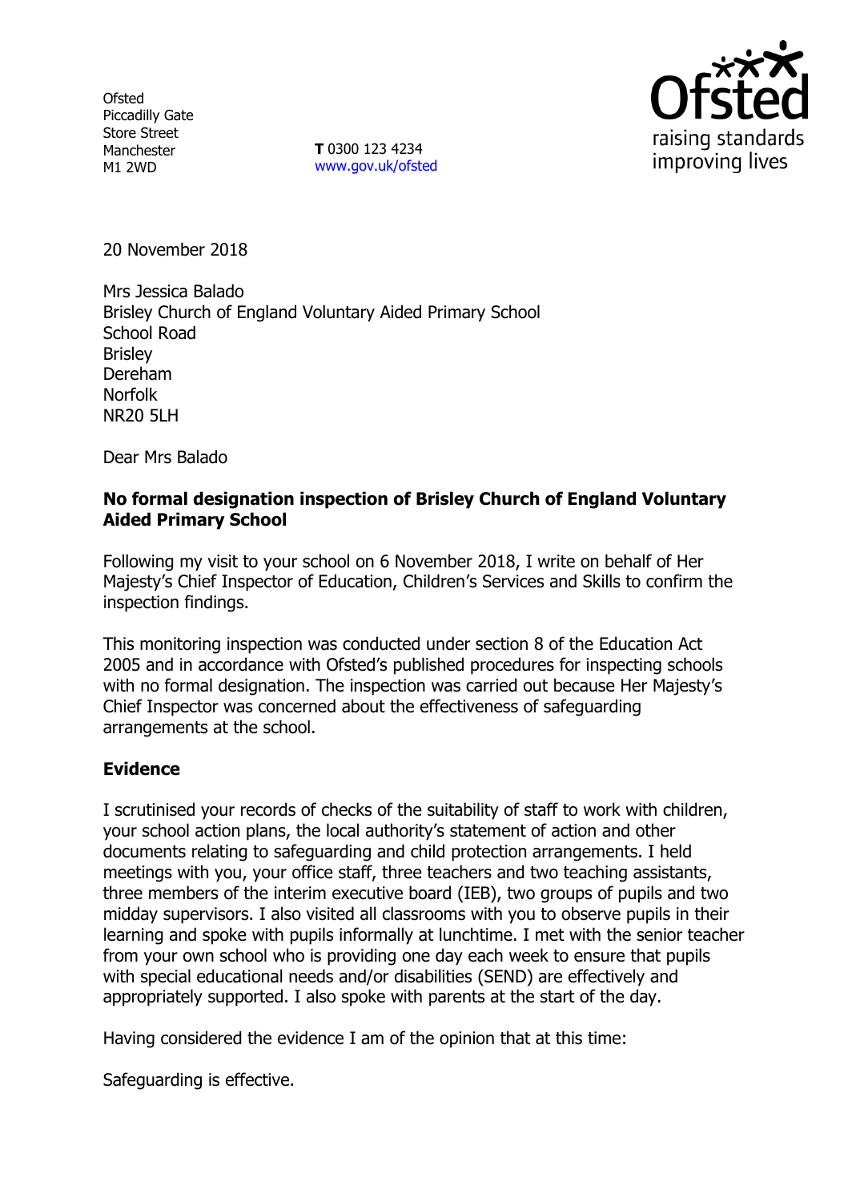Ofsted
Piccadilly Gate
Store Street
Manchester
M1 2WD

**T** 0300 123 4234
www.gov.uk/ofsted

20 November 2018

Mrs Jessica Balado
Brisley Church of England Voluntary Aided Primary School
School Road
Brisley
Dereham
Norfolk
NR20 5LH

Dear Mrs Balado

**No formal designation inspection of Brisley Church of England Voluntary Aided Primary School**

Following my visit to your school on 6 November 2018, I write on behalf of Her Majesty's Chief Inspector of Education, Children's Services and Skills to confirm the inspection findings.

This monitoring inspection was conducted under section 8 of the Education Act 2005 and in accordance with Ofsted's published procedures for inspecting schools with no formal designation. The inspection was carried out because Her Majesty's Chief Inspector was concerned about the effectiveness of safeguarding arrangements at the school.

## Evidence

I scrutinised your records of checks of the suitability of staff to work with children, your school action plans, the local authority's statement of action and other documents relating to safeguarding and child protection arrangements. I held meetings with you, your office staff, three teachers and two teaching assistants, three members of the interim executive board (IEB), two groups of pupils and two midday supervisors. I also visited all classrooms with you to observe pupils in their learning and spoke with pupils informally at lunchtime. I met with the senior teacher from your own school who is providing one day each week to ensure that pupils with special educational needs and/or disabilities (SEND) are effectively and appropriately supported. I also spoke with parents at the start of the day.

Having considered the evidence I am of the opinion that at this time:

Safeguarding is effective.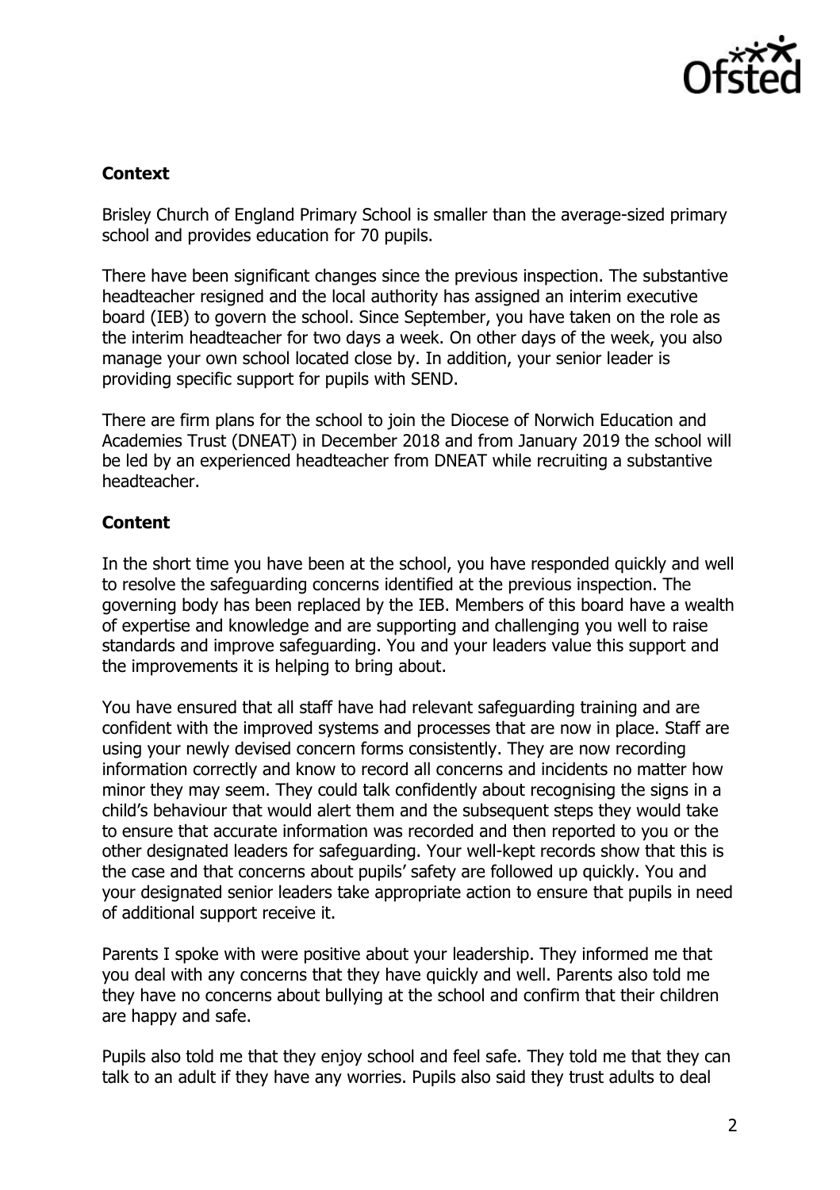**Context**

Brisley Church of England Primary School is smaller than the average-sized primary school and provides education for 70 pupils.

There have been significant changes since the previous inspection. The substantive headteacher resigned and the local authority has assigned an interim executive board (IEB) to govern the school. Since September, you have taken on the role as the interim headteacher for two days a week. On other days of the week, you also manage your own school located close by. In addition, your senior leader is providing specific support for pupils with SEND.

There are firm plans for the school to join the Diocese of Norwich Education and Academies Trust (DNEAT) in December 2018 and from January 2019 the school will be led by an experienced headteacher from DNEAT while recruiting a substantive headteacher.

**Content**

In the short time you have been at the school, you have responded quickly and well to resolve the safeguarding concerns identified at the previous inspection. The governing body has been replaced by the IEB. Members of this board have a wealth of expertise and knowledge and are supporting and challenging you well to raise standards and improve safeguarding. You and your leaders value this support and the improvements it is helping to bring about.

You have ensured that all staff have had relevant safeguarding training and are confident with the improved systems and processes that are now in place. Staff are using your newly devised concern forms consistently. They are now recording information correctly and know to record all concerns and incidents no matter how minor they may seem. They could talk confidently about recognising the signs in a child's behaviour that would alert them and the subsequent steps they would take to ensure that accurate information was recorded and then reported to you or the other designated leaders for safeguarding. Your well-kept records show that this is the case and that concerns about pupils' safety are followed up quickly. You and your designated senior leaders take appropriate action to ensure that pupils in need of additional support receive it.

Parents I spoke with were positive about your leadership. They informed me that you deal with any concerns that they have quickly and well. Parents also told me they have no concerns about bullying at the school and confirm that their children are happy and safe.

Pupils also told me that they enjoy school and feel safe. They told me that they can talk to an adult if they have any worries. Pupils also said they trust adults to deal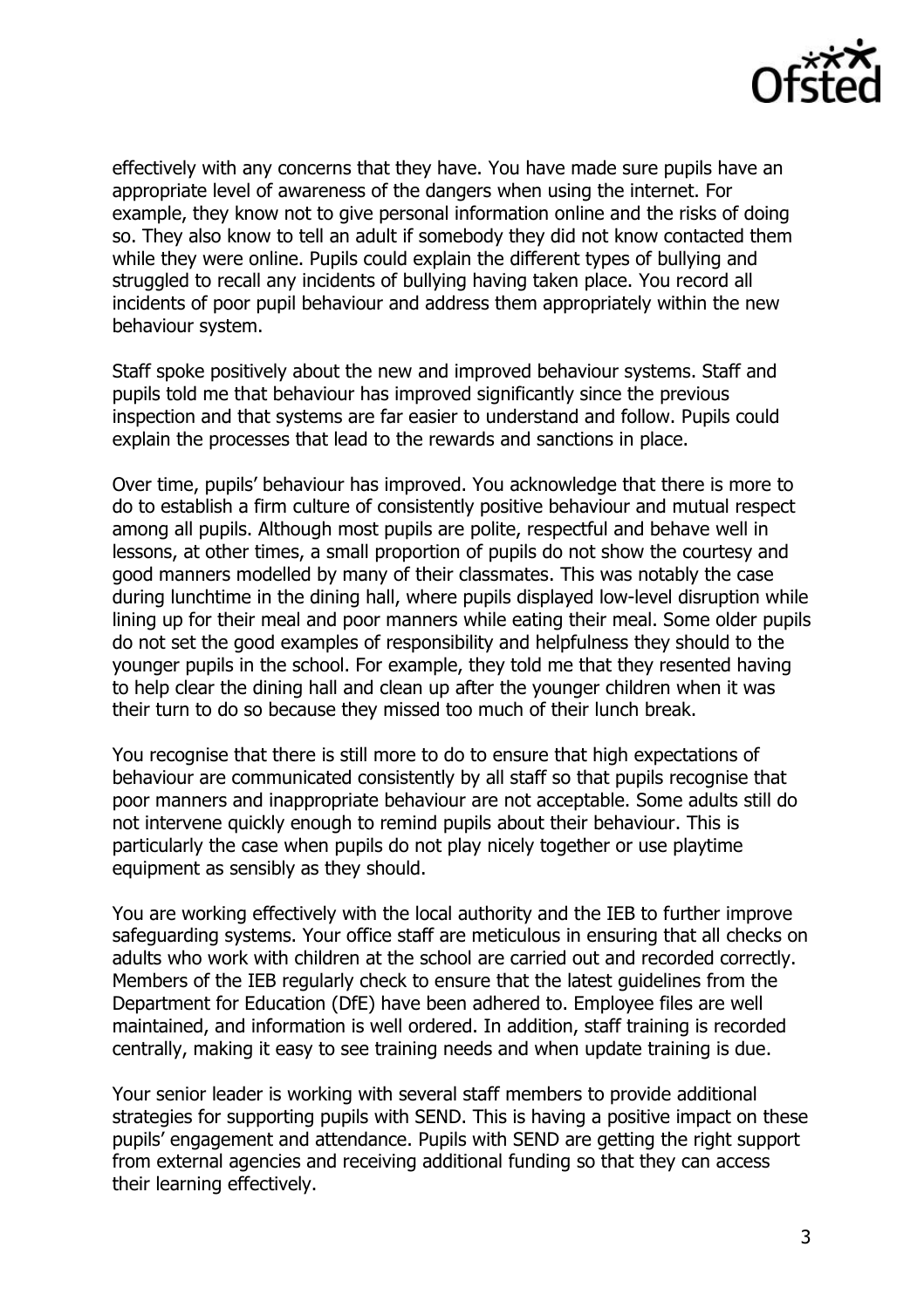effectively with any concerns that they have. You have made sure pupils have an appropriate level of awareness of the dangers when using the internet. For example, they know not to give personal information online and the risks of doing so. They also know to tell an adult if somebody they did not know contacted them while they were online. Pupils could explain the different types of bullying and struggled to recall any incidents of bullying having taken place. You record all incidents of poor pupil behaviour and address them appropriately within the new behaviour system.

Staff spoke positively about the new and improved behaviour systems. Staff and pupils told me that behaviour has improved significantly since the previous inspection and that systems are far easier to understand and follow. Pupils could explain the processes that lead to the rewards and sanctions in place.

Over time, pupils' behaviour has improved. You acknowledge that there is more to do to establish a firm culture of consistently positive behaviour and mutual respect among all pupils. Although most pupils are polite, respectful and behave well in lessons, at other times, a small proportion of pupils do not show the courtesy and good manners modelled by many of their classmates. This was notably the case during lunchtime in the dining hall, where pupils displayed low-level disruption while lining up for their meal and poor manners while eating their meal. Some older pupils do not set the good examples of responsibility and helpfulness they should to the younger pupils in the school. For example, they told me that they resented having to help clear the dining hall and clean up after the younger children when it was their turn to do so because they missed too much of their lunch break.

You recognise that there is still more to do to ensure that high expectations of behaviour are communicated consistently by all staff so that pupils recognise that poor manners and inappropriate behaviour are not acceptable. Some adults still do not intervene quickly enough to remind pupils about their behaviour. This is particularly the case when pupils do not play nicely together or use playtime equipment as sensibly as they should.

You are working effectively with the local authority and the IEB to further improve safeguarding systems. Your office staff are meticulous in ensuring that all checks on adults who work with children at the school are carried out and recorded correctly. Members of the IEB regularly check to ensure that the latest guidelines from the Department for Education (DfE) have been adhered to. Employee files are well maintained, and information is well ordered. In addition, staff training is recorded centrally, making it easy to see training needs and when update training is due.

Your senior leader is working with several staff members to provide additional strategies for supporting pupils with SEND. This is having a positive impact on these pupils' engagement and attendance. Pupils with SEND are getting the right support from external agencies and receiving additional funding so that they can access their learning effectively.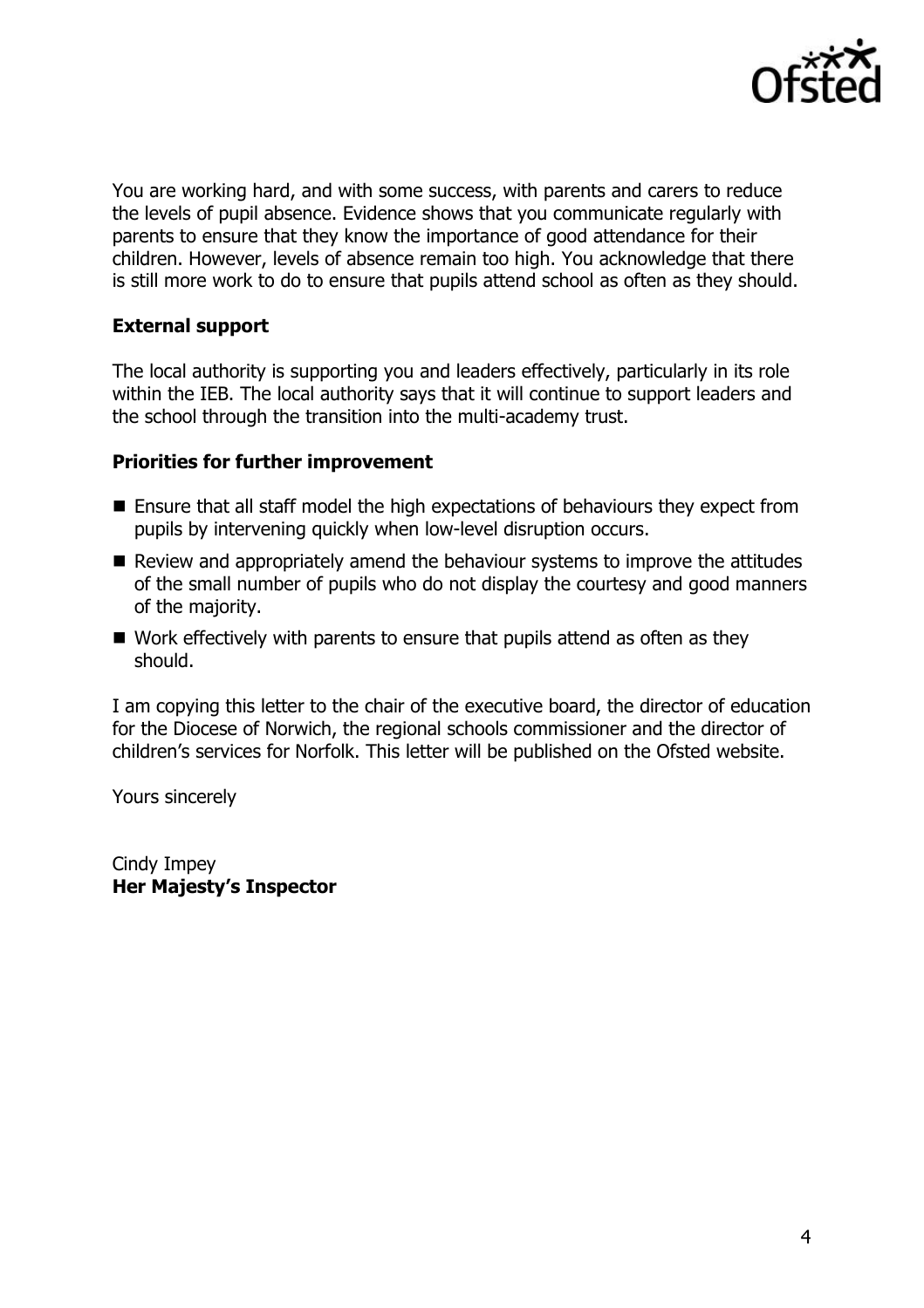You are working hard, and with some success, with parents and carers to reduce the levels of pupil absence. Evidence shows that you communicate regularly with parents to ensure that they know the importance of good attendance for their children. However, levels of absence remain too high. You acknowledge that there is still more work to do to ensure that pupils attend school as often as they should.

**External support**

The local authority is supporting you and leaders effectively, particularly in its role within the IEB. The local authority says that it will continue to support leaders and the school through the transition into the multi-academy trust.

**Priorities for further improvement**

- Ensure that all staff model the high expectations of behaviours they expect from pupils by intervening quickly when low-level disruption occurs.
- Review and appropriately amend the behaviour systems to improve the attitudes of the small number of pupils who do not display the courtesy and good manners of the majority.
- Work effectively with parents to ensure that pupils attend as often as they should.

I am copying this letter to the chair of the executive board, the director of education for the Diocese of Norwich, the regional schools commissioner and the director of children's services for Norfolk. This letter will be published on the Ofsted website.

Yours sincerely

Cindy Impey
**Her Majesty's Inspector**